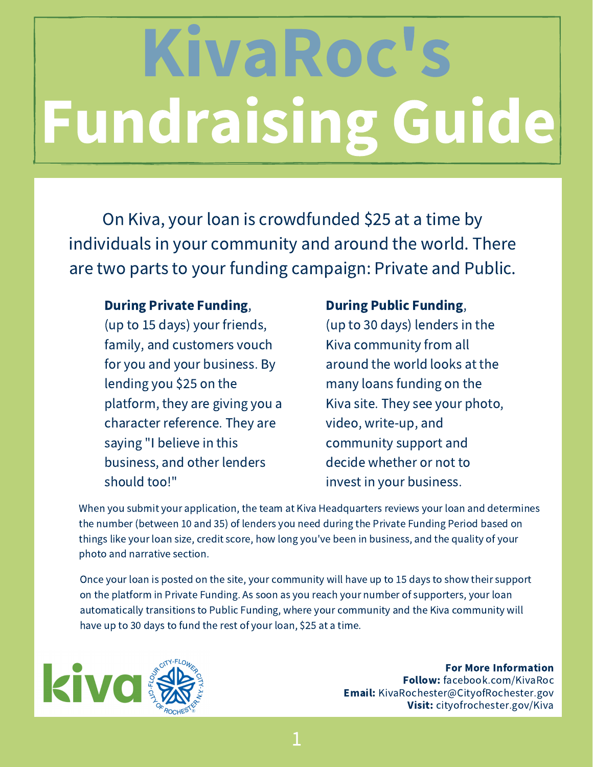# KivaRoc's Fundraising Guide

On Kiva, your loan is crowdfunded $25 at a time by individuals in your community and around the world. There are two parts to your funding campaign: Private and Public.

**During Private Funding**, (up to 15 days) your friends, family, and customers vouch for you and your business. By lending you $25 on the platform, they are giving you a character reference. They are saying "I believe in this business, and other lenders should too!"

**During Public Funding**, (up to 30 days) lenders in the Kiva community from all around the world looks at the many loans funding on the Kiva site. They see your photo, video, write-up, and community support and decide whether or not to invest in your business.

When you submit your application, the team at Kiva Headquarters reviews your loan and determines the number (between 10 and 35) of lenders you need during the Private Funding Period based on things like your loan size, credit score, how long you've been in business, and the quality of your photo and narrative section.

Once your loan is posted on the site, your community will have up to 15 days to show their support on the platform in Private Funding. As soon as you reach your number of supporters, your loan automatically transitions to Public Funding, where your community and the Kiva community will have up to 30 days to fund the rest of your loan, $25 at a time.

kiva

CITY-FLOWER CITY · FLOUR CITY · CITY OF ROCHESTER, N.Y.

**For More Information**
**Follow:** facebook.com/KivaRoc
**Email:** KivaRochester@CityofRochester.gov
**Visit:** cityofrochester.gov/Kiva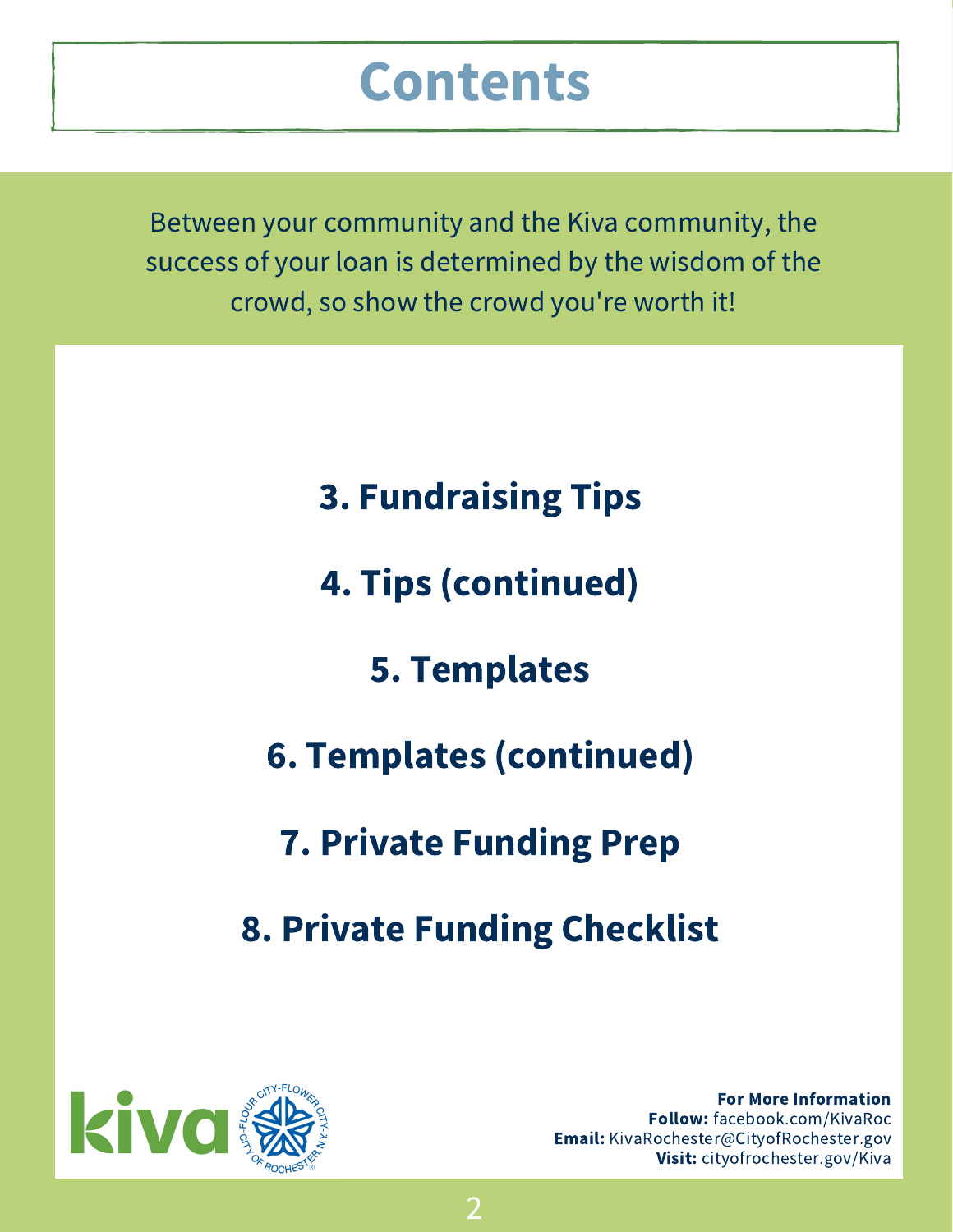# Contents

Between your community and the Kiva community, the success of your loan is determined by the wisdom of the crowd, so show the crowd you're worth it!

**3. Fundraising Tips**

**4. Tips (continued)**

**5. Templates**

**6. Templates (continued)**

**7. Private Funding Prep**

**8. Private Funding Checklist**

**For More Information**
**Follow:** facebook.com/KivaRoc
**Email:** KivaRochester@CityofRochester.gov
**Visit:** cityofrochester.gov/Kiva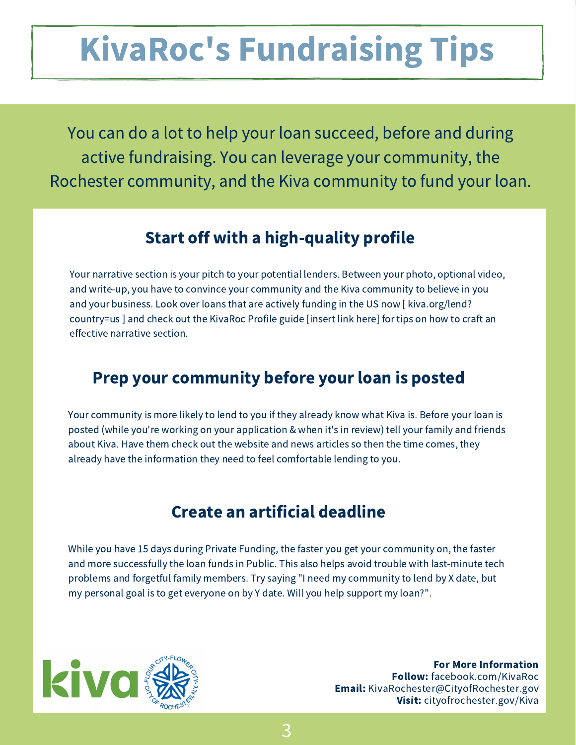# KivaRoc's Fundraising Tips

You can do a lot to help your loan succeed, before and during active fundraising. You can leverage your community, the Rochester community, and the Kiva community to fund your loan.

## Start off with a high-quality profile

Your narrative section is your pitch to your potential lenders. Between your photo, optional video, and write-up, you have to convince your community and the Kiva community to believe in you and your business. Look over loans that are actively funding in the US now [ kiva.org/lend?country=us ] and check out the KivaRoc Profile guide [insert link here] for tips on how to craft an effective narrative section.

## Prep your community before your loan is posted

Your community is more likely to lend to you if they already know what Kiva is. Before your loan is posted (while you're working on your application & when it's in review) tell your family and friends about Kiva. Have them check out the website and news articles so then the time comes, they already have the information they need to feel comfortable lending to you.

## Create an artificial deadline

While you have 15 days during Private Funding, the faster you get your community on, the faster and more successfully the loan funds in Public. This also helps avoid trouble with last-minute tech problems and forgetful family members. Try saying "I need my community to lend by X date, but my personal goal is to get everyone on by Y date. Will you help support my loan?".

**For More Information**
**Follow:** facebook.com/KivaRoc
**Email:** KivaRochester@CityofRochester.gov
**Visit:** cityofrochester.gov/Kiva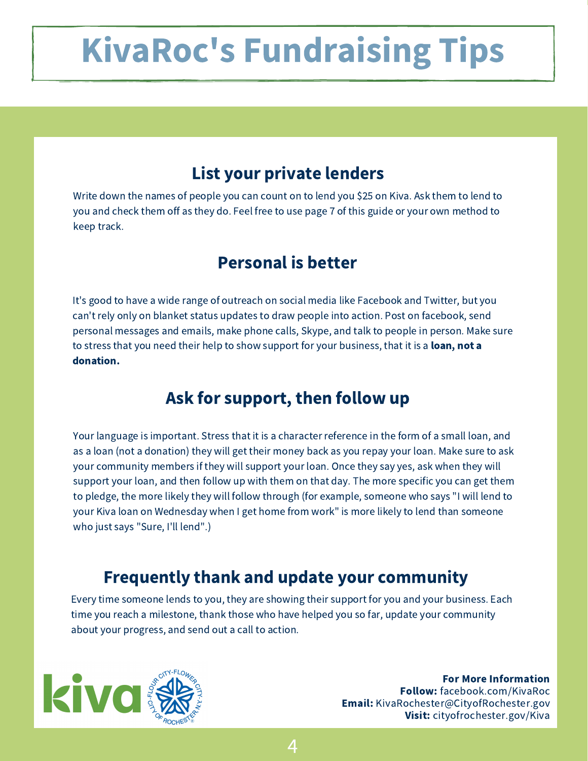# KivaRoc's Fundraising Tips

## List your private lenders

Write down the names of people you can count on to lend you $25 on Kiva. Ask them to lend to you and check them off as they do. Feel free to use page 7 of this guide or your own method to keep track.

## Personal is better

It's good to have a wide range of outreach on social media like Facebook and Twitter, but you can't rely only on blanket status updates to draw people into action. Post on facebook, send personal messages and emails, make phone calls, Skype, and talk to people in person. Make sure to stress that you need their help to show support for your business, that it is a **loan, not a donation.**

## Ask for support, then follow up

Your language is important. Stress that it is a character reference in the form of a small loan, and as a loan (not a donation) they will get their money back as you repay your loan. Make sure to ask your community members if they will support your loan. Once they say yes, ask when they will support your loan, and then follow up with them on that day. The more specific you can get them to pledge, the more likely they will follow through (for example, someone who says "I will lend to your Kiva loan on Wednesday when I get home from work" is more likely to lend than someone who just says "Sure, I'll lend".)

## Frequently thank and update your community

Every time someone lends to you, they are showing their support for you and your business. Each time you reach a milestone, thank those who have helped you so far, update your community about your progress, and send out a call to action.

kiva

FLOUR CITY-FLOWER CITY · CITY OF ROCHESTER N.Y.

**For More Information**
**Follow:** facebook.com/KivaRoc
**Email:** KivaRochester@CityofRochester.gov
**Visit:** cityofrochester.gov/Kiva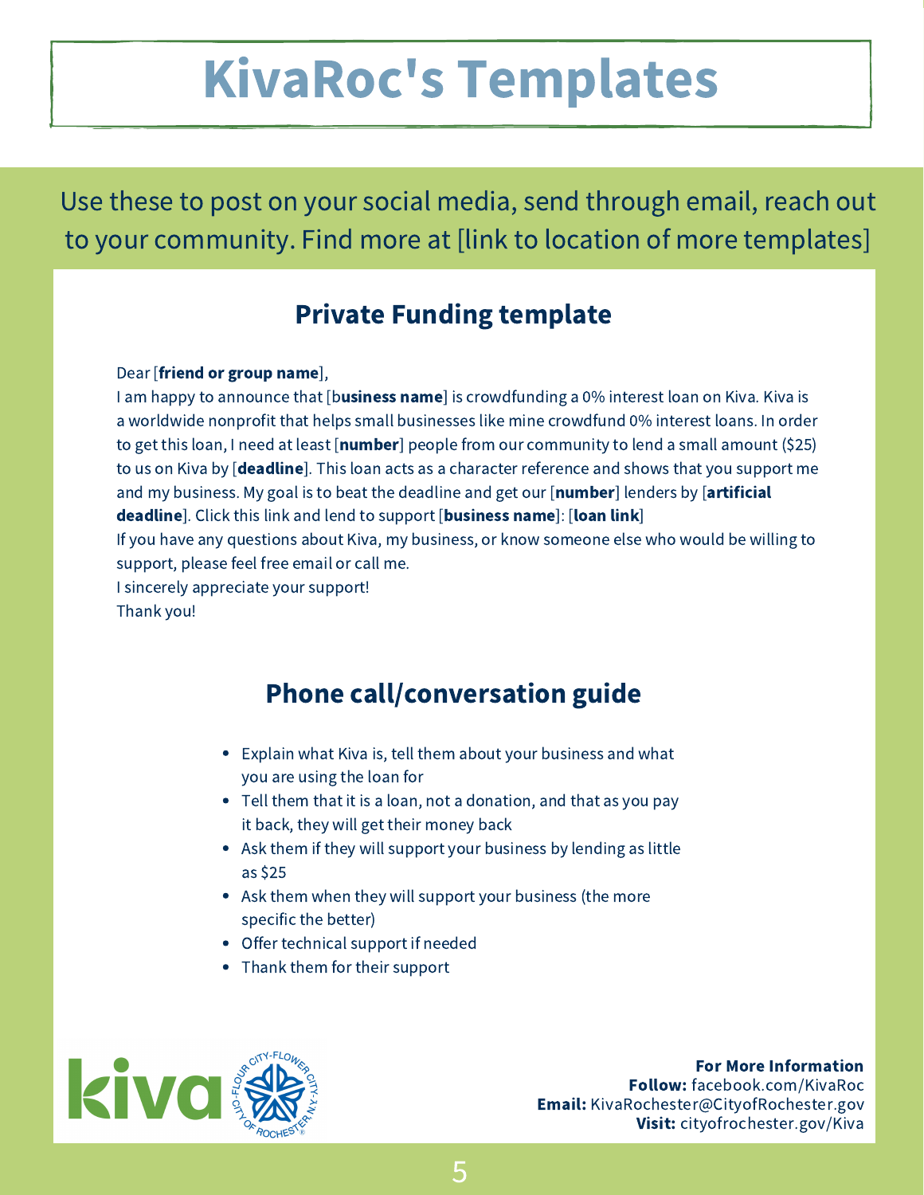# KivaRoc's Templates

Use these to post on your social media, send through email, reach out to your community. Find more at [link to location of more templates]

## Private Funding template

Dear [**friend or group name**],
I am happy to announce that [b**usiness name**] is crowdfunding a 0% interest loan on Kiva. Kiva is a worldwide nonprofit that helps small businesses like mine crowdfund 0% interest loans. In order to get this loan, I need at least [**number**] people from our community to lend a small amount ($25) to us on Kiva by [**deadline**]. This loan acts as a character reference and shows that you support me and my business. My goal is to beat the deadline and get our [**number**] lenders by [**artificial deadline**]. Click this link and lend to support [**business name**]: [**loan link**]
If you have any questions about Kiva, my business, or know someone else who would be willing to support, please feel free email or call me.
I sincerely appreciate your support!
Thank you!

## Phone call/conversation guide

- Explain what Kiva is, tell them about your business and what you are using the loan for
- Tell them that it is a loan, not a donation, and that as you pay it back, they will get their money back
- Ask them if they will support your business by lending as little as $25
- Ask them when they will support your business (the more specific the better)
- Offer technical support if needed
- Thank them for their support

kiva

**For More Information**
**Follow:** facebook.com/KivaRoc
**Email:** KivaRochester@CityofRochester.gov
**Visit:** cityofrochester.gov/Kiva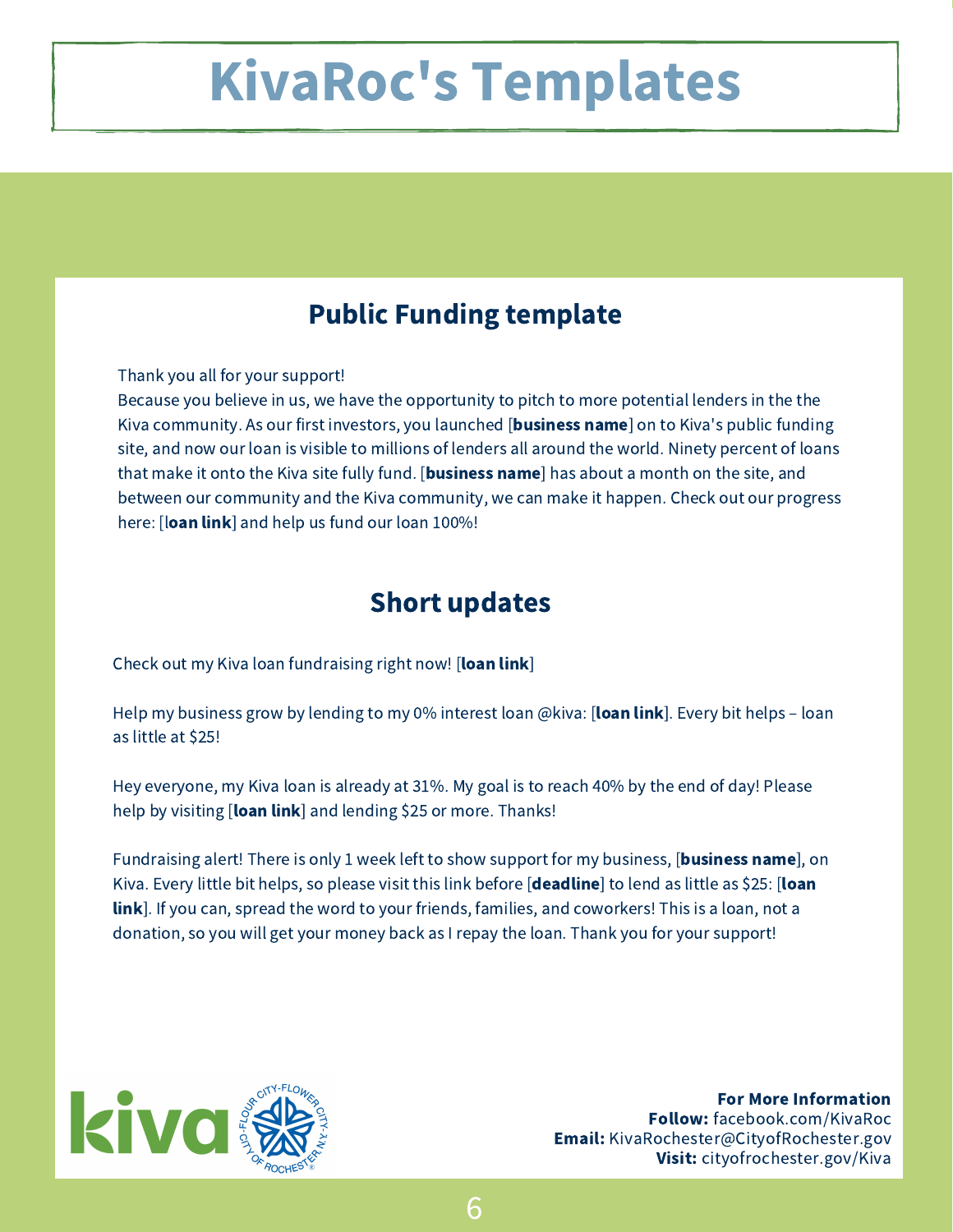# KivaRoc's Templates

## Public Funding template

Thank you all for your support!
Because you believe in us, we have the opportunity to pitch to more potential lenders in the the Kiva community. As our first investors, you launched [**business name**] on to Kiva's public funding site, and now our loan is visible to millions of lenders all around the world. Ninety percent of loans that make it onto the Kiva site fully fund. [**business name**] has about a month on the site, and between our community and the Kiva community, we can make it happen. Check out our progress here: [**loan link**] and help us fund our loan 100%!

## Short updates

Check out my Kiva loan fundraising right now! [**loan link**]

Help my business grow by lending to my 0% interest loan @kiva: [**loan link**]. Every bit helps – loan as little at $25!

Hey everyone, my Kiva loan is already at 31%. My goal is to reach 40% by the end of day! Please help by visiting [**loan link**] and lending $25 or more. Thanks!

Fundraising alert! There is only 1 week left to show support for my business, [**business name**], on Kiva. Every little bit helps, so please visit this link before [**deadline**] to lend as little as $25: [**loan link**]. If you can, spread the word to your friends, families, and coworkers! This is a loan, not a donation, so you will get your money back as I repay the loan. Thank you for your support!

**For More Information**
**Follow:** facebook.com/KivaRoc
**Email:** KivaRochester@CityofRochester.gov
**Visit:** cityofrochester.gov/Kiva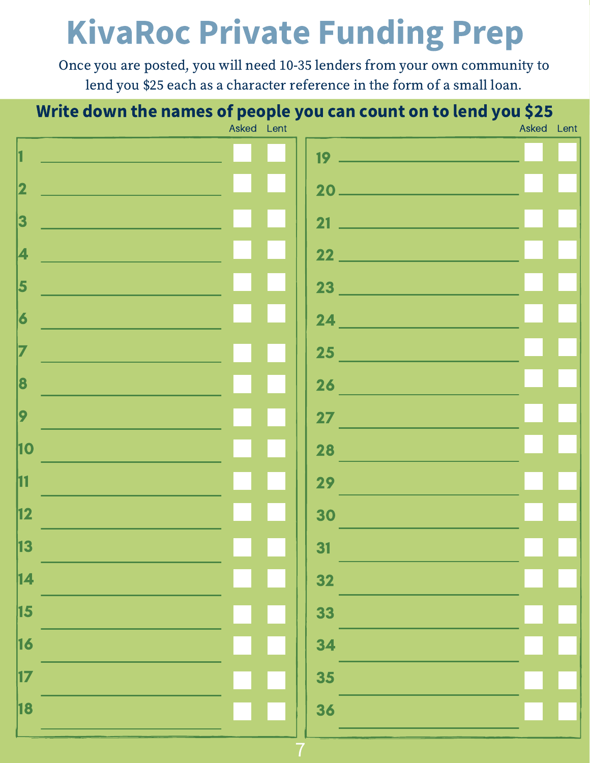# KivaRoc Private Funding Prep

Once you are posted, you will need 10-35 lenders from your own community to lend you $25 each as a character reference in the form of a small loan.

## Write down the names of people you can count on to lend you $25

| # | Name | Asked | Lent |
|---|---|---|---|
| 1 | | ☐ | ☐ |
| 2 | | ☐ | ☐ |
| 3 | | ☐ | ☐ |
| 4 | | ☐ | ☐ |
| 5 | | ☐ | ☐ |
| 6 | | ☐ | ☐ |
| 7 | | ☐ | ☐ |
| 8 | | ☐ | ☐ |
| 9 | | ☐ | ☐ |
| 10 | | ☐ | ☐ |
| 11 | | ☐ | ☐ |
| 12 | | ☐ | ☐ |
| 13 | | ☐ | ☐ |
| 14 | | ☐ | ☐ |
| 15 | | ☐ | ☐ |
| 16 | | ☐ | ☐ |
| 17 | | ☐ | ☐ |
| 18 | | ☐ | ☐ |
| 19 | | ☐ | ☐ |
| 20 | | ☐ | ☐ |
| 21 | | ☐ | ☐ |
| 22 | | ☐ | ☐ |
| 23 | | ☐ | ☐ |
| 24 | | ☐ | ☐ |
| 25 | | ☐ | ☐ |
| 26 | | ☐ | ☐ |
| 27 | | ☐ | ☐ |
| 28 | | ☐ | ☐ |
| 29 | | ☐ | ☐ |
| 30 | | ☐ | ☐ |
| 31 | | ☐ | ☐ |
| 32 | | ☐ | ☐ |
| 33 | | ☐ | ☐ |
| 34 | | ☐ | ☐ |
| 35 | | ☐ | ☐ |
| 36 | | ☐ | ☐ |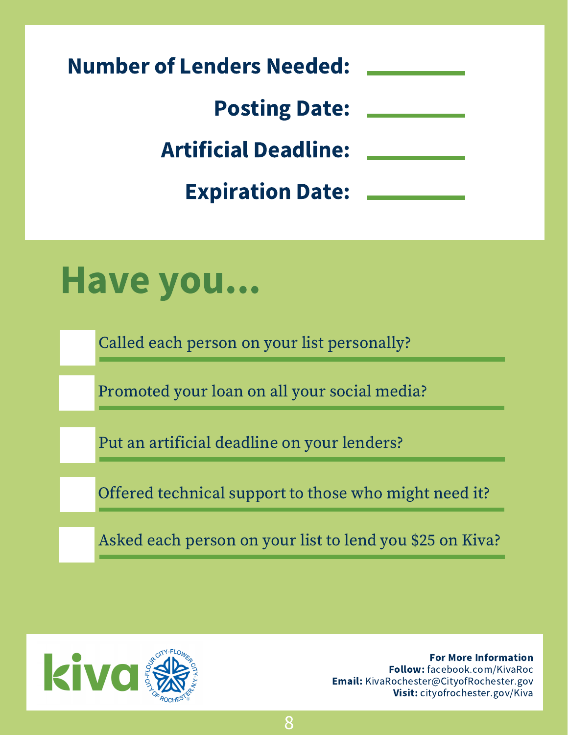**Number of Lenders Needed:** ________

**Posting Date:** ________

**Artificial Deadline:** ________

**Expiration Date:** ________

# Have you...

- [ ] Called each person on your list personally?
- [ ] Promoted your loan on all your social media?
- [ ] Put an artificial deadline on your lenders?
- [ ] Offered technical support to those who might need it?
- [ ] Asked each person on your list to lend you $25 on Kiva?

kiva

FLOUR CITY-FLOWER CITY · CITY OF ROCHESTER N.Y.

**For More Information**
**Follow:** facebook.com/KivaRoc
**Email:** KivaRochester@CityofRochester.gov
**Visit:** cityofrochester.gov/Kiva